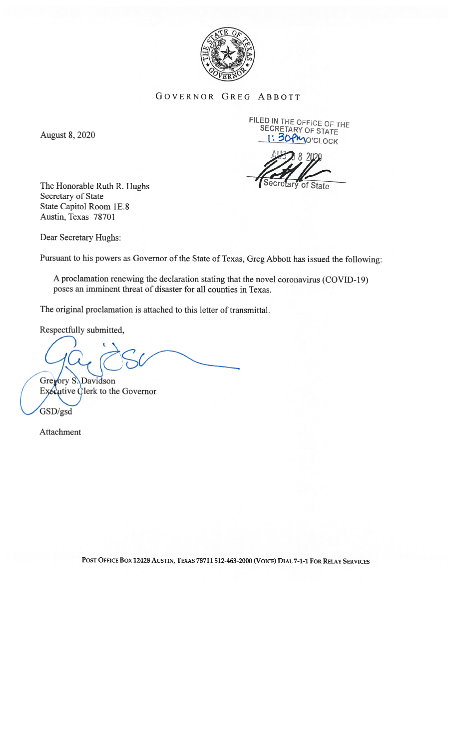GOVERNOR GREG ABBOTT

FILED IN THE OFFICE OF THE SECRETARY OF STATE
1:30PM O'CLOCK

AUG 08 2020

Secretary of State

August 8, 2020

The Honorable Ruth R. Hughs
Secretary of State
State Capitol Room 1E.8
Austin, Texas 78701

Dear Secretary Hughs:

Pursuant to his powers as Governor of the State of Texas, Greg Abbott has issued the following:

> A proclamation renewing the declaration stating that the novel coronavirus (COVID-19) poses an imminent threat of disaster for all counties in Texas.

The original proclamation is attached to this letter of transmittal.

Respectfully submitted,

Gregory S. Davidson
Executive Clerk to the Governor

GSD/gsd

Attachment

POST OFFICE BOX 12428 AUSTIN, TEXAS 78711 512-463-2000 (VOICE) DIAL 7-1-1 FOR RELAY SERVICES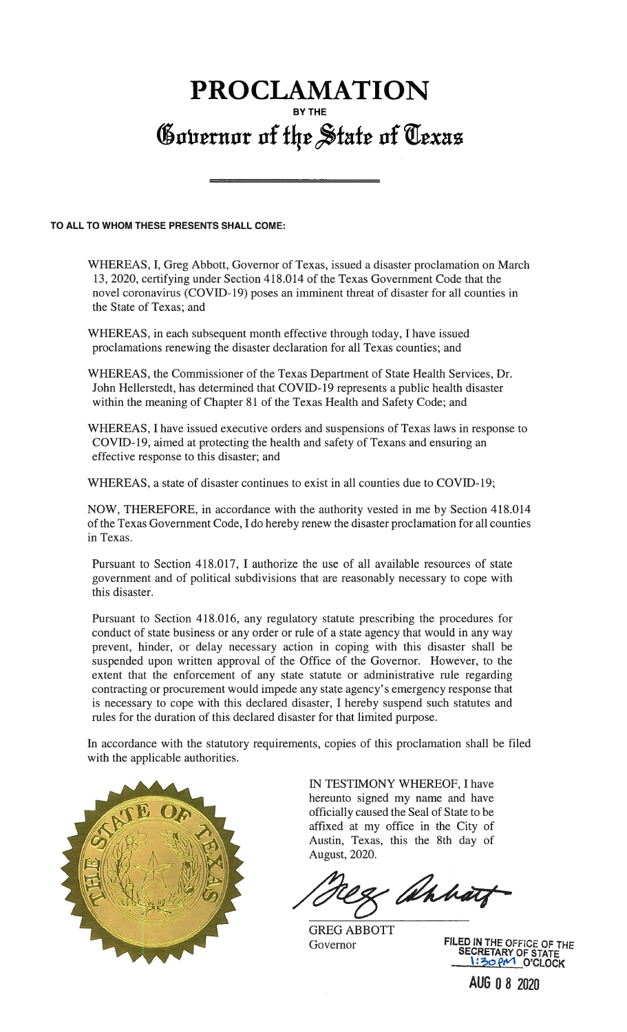# PROCLAMATION
**BY THE**
# Governor of the State of Texas

**TO ALL TO WHOM THESE PRESENTS SHALL COME:**

WHEREAS, I, Greg Abbott, Governor of Texas, issued a disaster proclamation on March 13, 2020, certifying under Section 418.014 of the Texas Government Code that the novel coronavirus (COVID-19) poses an imminent threat of disaster for all counties in the State of Texas; and

WHEREAS, in each subsequent month effective through today, I have issued proclamations renewing the disaster declaration for all Texas counties; and

WHEREAS, the Commissioner of the Texas Department of State Health Services, Dr. John Hellerstedt, has determined that COVID-19 represents a public health disaster within the meaning of Chapter 81 of the Texas Health and Safety Code; and

WHEREAS, I have issued executive orders and suspensions of Texas laws in response to COVID-19, aimed at protecting the health and safety of Texans and ensuring an effective response to this disaster; and

WHEREAS, a state of disaster continues to exist in all counties due to COVID-19;

NOW, THEREFORE, in accordance with the authority vested in me by Section 418.014 of the Texas Government Code, I do hereby renew the disaster proclamation for all counties in Texas.

Pursuant to Section 418.017, I authorize the use of all available resources of state government and of political subdivisions that are reasonably necessary to cope with this disaster.

Pursuant to Section 418.016, any regulatory statute prescribing the procedures for conduct of state business or any order or rule of a state agency that would in any way prevent, hinder, or delay necessary action in coping with this disaster shall be suspended upon written approval of the Office of the Governor. However, to the extent that the enforcement of any state statute or administrative rule regarding contracting or procurement would impede any state agency's emergency response that is necessary to cope with this declared disaster, I hereby suspend such statutes and rules for the duration of this declared disaster for that limited purpose.

In accordance with the statutory requirements, copies of this proclamation shall be filed with the applicable authorities.

IN TESTIMONY WHEREOF, I have hereunto signed my name and have officially caused the Seal of State to be affixed at my office in the City of Austin, Texas, this the 8th day of August, 2020.

GREG ABBOTT
Governor

FILED IN THE OFFICE OF THE SECRETARY OF STATE
1:30 PM O'CLOCK
AUG 08 2020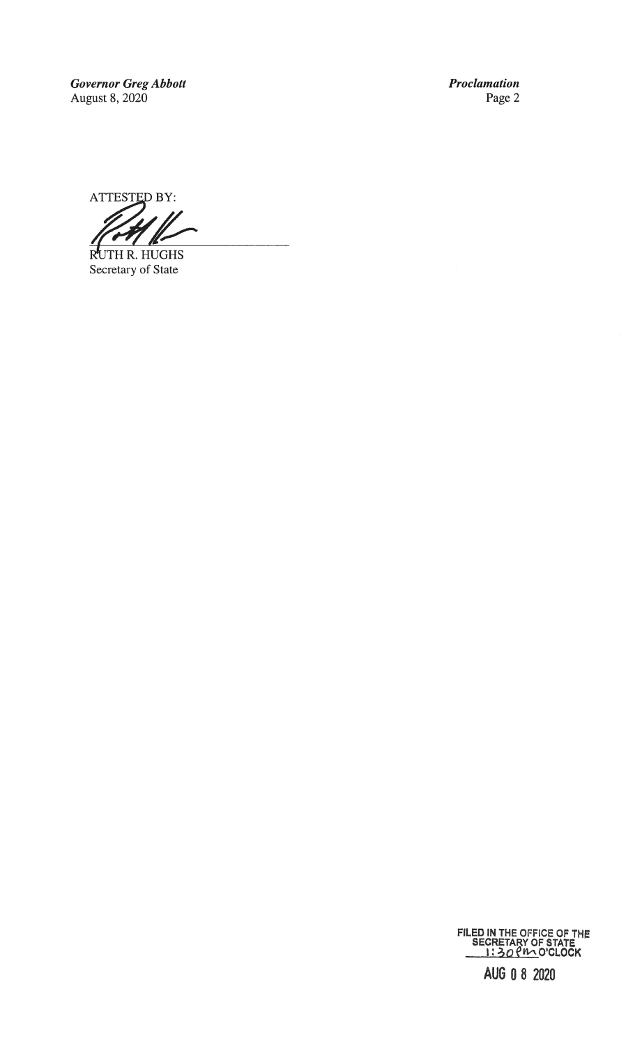ATTESTED BY:

RUTH R. HUGHS
Secretary of State

FILED IN THE OFFICE OF THE
SECRETARY OF STATE
1:30pm O'CLOCK

AUG 08 2020